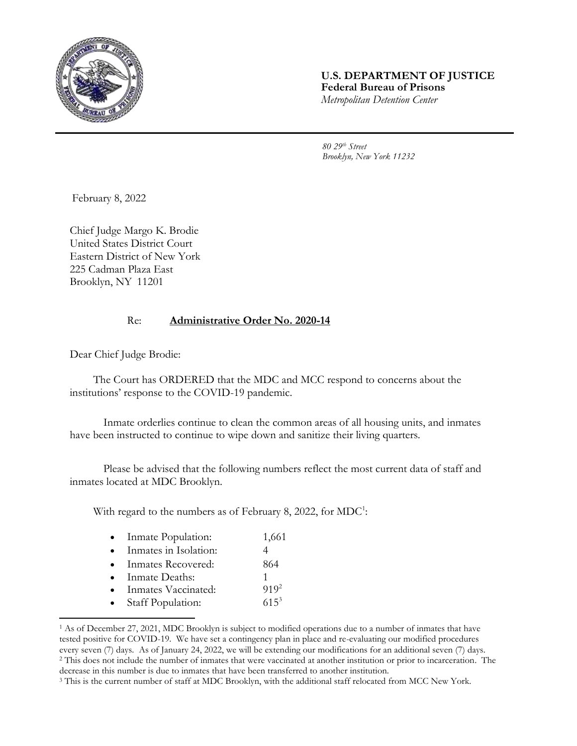**U.S. DEPARTMENT OF JUSTICE**
**Federal Bureau of Prisons**
*Metropolitan Detention Center*

*80 29th Street*
*Brooklyn, New York 11232*

February 8, 2022

Chief Judge Margo K. Brodie
United States District Court
Eastern District of New York
225 Cadman Plaza East
Brooklyn, NY 11201

Re: **Administrative Order No. 2020-14**

Dear Chief Judge Brodie:

The Court has ORDERED that the MDC and MCC respond to concerns about the institutions' response to the COVID-19 pandemic.

Inmate orderlies continue to clean the common areas of all housing units, and inmates have been instructed to continue to wipe down and sanitize their living quarters.

Please be advised that the following numbers reflect the most current data of staff and inmates located at MDC Brooklyn.

With regard to the numbers as of February 8, 2022, for MDC[1]:

- Inmate Population: 1,661
- Inmates in Isolation: 4
- Inmates Recovered: 864
- Inmate Deaths: 1
- Inmates Vaccinated: 919[2]
- Staff Population: 615[3]

[1] As of December 27, 2021, MDC Brooklyn is subject to modified operations due to a number of inmates that have tested positive for COVID-19. We have set a contingency plan in place and re-evaluating our modified procedures every seven (7) days. As of January 24, 2022, we will be extending our modifications for an additional seven (7) days.

[2] This does not include the number of inmates that were vaccinated at another institution or prior to incarceration. The decrease in this number is due to inmates that have been transferred to another institution.

[3] This is the current number of staff at MDC Brooklyn, with the additional staff relocated from MCC New York.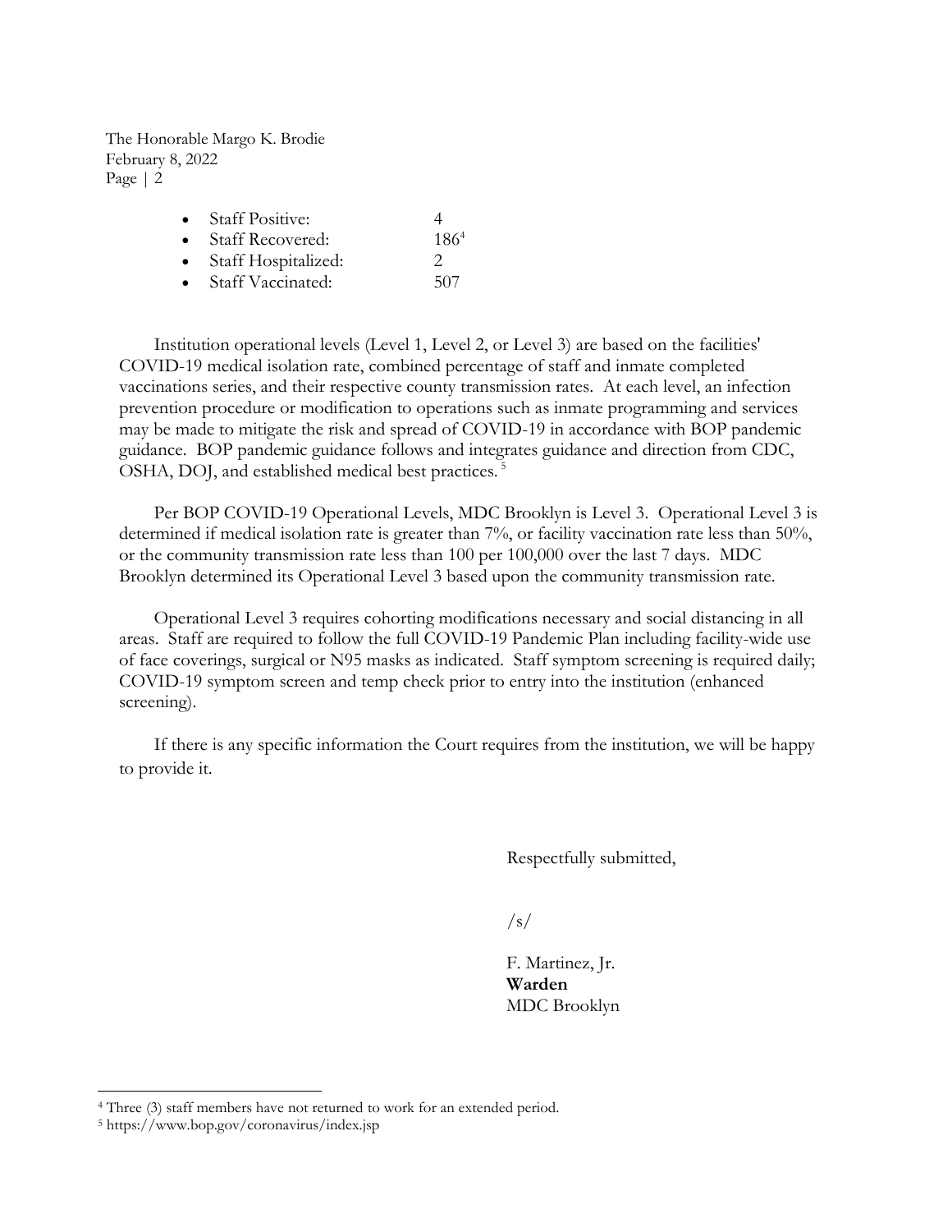The Honorable Margo K. Brodie
February 8, 2022

- Staff Positive: 4
- Staff Recovered: 186[4]
- Staff Hospitalized: 2
- Staff Vaccinated: 507

Institution operational levels (Level 1, Level 2, or Level 3) are based on the facilities' COVID-19 medical isolation rate, combined percentage of staff and inmate completed vaccinations series, and their respective county transmission rates. At each level, an infection prevention procedure or modification to operations such as inmate programming and services may be made to mitigate the risk and spread of COVID-19 in accordance with BOP pandemic guidance. BOP pandemic guidance follows and integrates guidance and direction from CDC, OSHA, DOJ, and established medical best practices.[5]

Per BOP COVID-19 Operational Levels, MDC Brooklyn is Level 3. Operational Level 3 is determined if medical isolation rate is greater than 7%, or facility vaccination rate less than 50%, or the community transmission rate less than 100 per 100,000 over the last 7 days. MDC Brooklyn determined its Operational Level 3 based upon the community transmission rate.

Operational Level 3 requires cohorting modifications necessary and social distancing in all areas. Staff are required to follow the full COVID-19 Pandemic Plan including facility-wide use of face coverings, surgical or N95 masks as indicated. Staff symptom screening is required daily; COVID-19 symptom screen and temp check prior to entry into the institution (enhanced screening).

If there is any specific information the Court requires from the institution, we will be happy to provide it.

Respectfully submitted,

/s/

F. Martinez, Jr.
**Warden**
MDC Brooklyn

---

[4] Three (3) staff members have not returned to work for an extended period.

[5] https://www.bop.gov/coronavirus/index.jsp